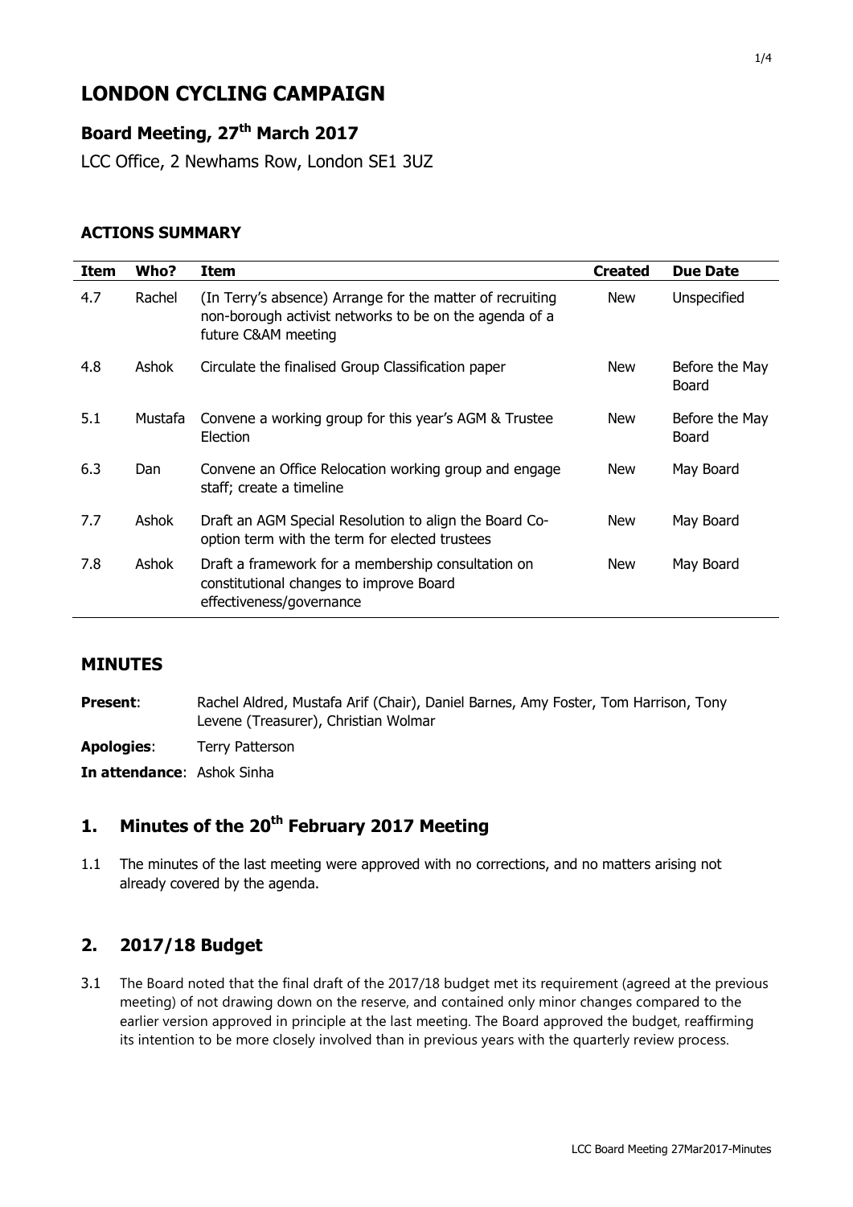# LONDON CYCLING CAMPAIGN

## Board Meeting, 27th March 2017

LCC Office, 2 Newhams Row, London SE1 3UZ

### ACTIONS SUMMARY

| Item | Who? | Item | Created | Due Date |
|---|---|---|---|---|
| 4.7 | Rachel | (In Terry's absence) Arrange for the matter of recruiting non-borough activist networks to be on the agenda of a future C&AM meeting | New | Unspecified |
| 4.8 | Ashok | Circulate the finalised Group Classification paper | New | Before the May Board |
| 5.1 | Mustafa | Convene a working group for this year's AGM & Trustee Election | New | Before the May Board |
| 6.3 | Dan | Convene an Office Relocation working group and engage staff; create a timeline | New | May Board |
| 7.7 | Ashok | Draft an AGM Special Resolution to align the Board Co-option term with the term for elected trustees | New | May Board |
| 7.8 | Ashok | Draft a framework for a membership consultation on constitutional changes to improve Board effectiveness/governance | New | May Board |

## MINUTES

**Present**: Rachel Aldred, Mustafa Arif (Chair), Daniel Barnes, Amy Foster, Tom Harrison, Tony Levene (Treasurer), Christian Wolmar

**Apologies**: Terry Patterson

**In attendance**: Ashok Sinha

## 1. Minutes of the 20th February 2017 Meeting

1.1 The minutes of the last meeting were approved with no corrections, and no matters arising not already covered by the agenda.

## 2. 2017/18 Budget

3.1 The Board noted that the final draft of the 2017/18 budget met its requirement (agreed at the previous meeting) of not drawing down on the reserve, and contained only minor changes compared to the earlier version approved in principle at the last meeting. The Board approved the budget, reaffirming its intention to be more closely involved than in previous years with the quarterly review process.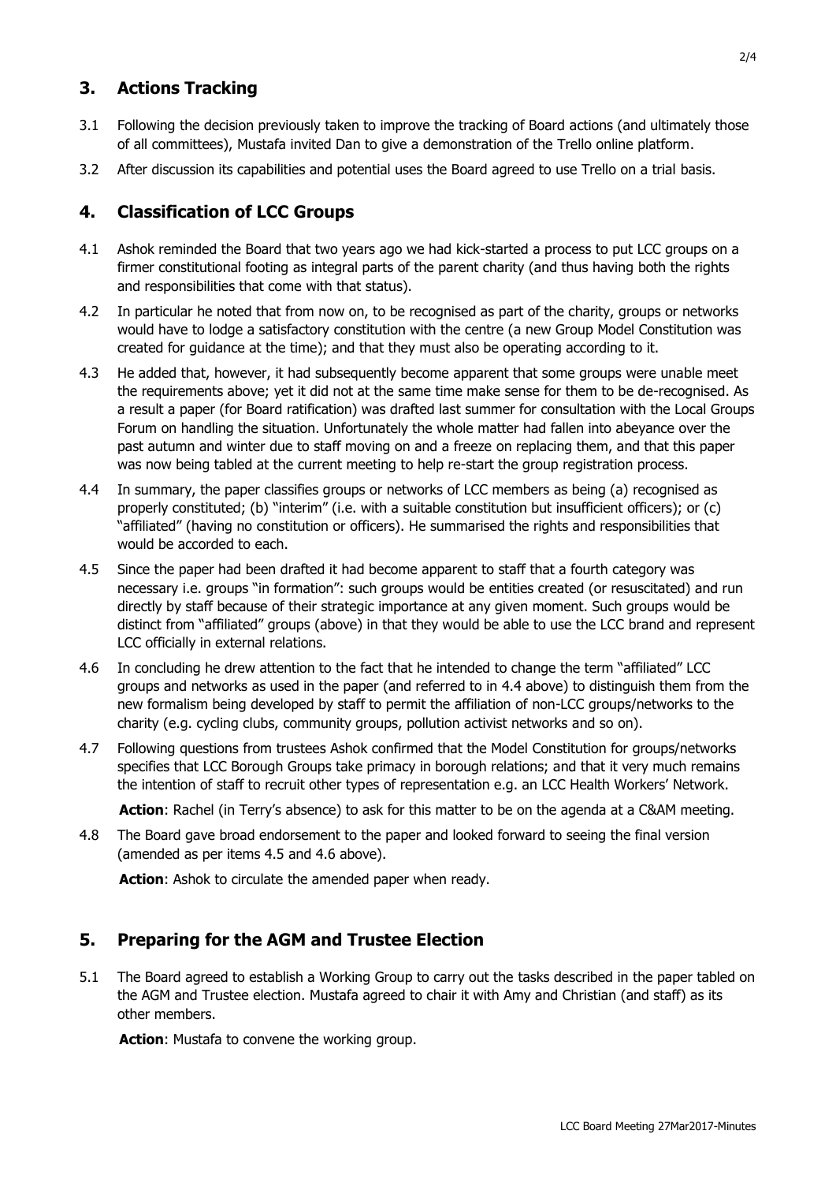## 3. Actions Tracking

3.1 Following the decision previously taken to improve the tracking of Board actions (and ultimately those of all committees), Mustafa invited Dan to give a demonstration of the Trello online platform.

3.2 After discussion its capabilities and potential uses the Board agreed to use Trello on a trial basis.

## 4. Classification of LCC Groups

4.1 Ashok reminded the Board that two years ago we had kick-started a process to put LCC groups on a firmer constitutional footing as integral parts of the parent charity (and thus having both the rights and responsibilities that come with that status).

4.2 In particular he noted that from now on, to be recognised as part of the charity, groups or networks would have to lodge a satisfactory constitution with the centre (a new Group Model Constitution was created for guidance at the time); and that they must also be operating according to it.

4.3 He added that, however, it had subsequently become apparent that some groups were unable meet the requirements above; yet it did not at the same time make sense for them to be de-recognised. As a result a paper (for Board ratification) was drafted last summer for consultation with the Local Groups Forum on handling the situation. Unfortunately the whole matter had fallen into abeyance over the past autumn and winter due to staff moving on and a freeze on replacing them, and that this paper was now being tabled at the current meeting to help re-start the group registration process.

4.4 In summary, the paper classifies groups or networks of LCC members as being (a) recognised as properly constituted; (b) "interim" (i.e. with a suitable constitution but insufficient officers); or (c) "affiliated" (having no constitution or officers). He summarised the rights and responsibilities that would be accorded to each.

4.5 Since the paper had been drafted it had become apparent to staff that a fourth category was necessary i.e. groups "in formation": such groups would be entities created (or resuscitated) and run directly by staff because of their strategic importance at any given moment. Such groups would be distinct from "affiliated" groups (above) in that they would be able to use the LCC brand and represent LCC officially in external relations.

4.6 In concluding he drew attention to the fact that he intended to change the term "affiliated" LCC groups and networks as used in the paper (and referred to in 4.4 above) to distinguish them from the new formalism being developed by staff to permit the affiliation of non-LCC groups/networks to the charity (e.g. cycling clubs, community groups, pollution activist networks and so on).

4.7 Following questions from trustees Ashok confirmed that the Model Constitution for groups/networks specifies that LCC Borough Groups take primacy in borough relations; and that it very much remains the intention of staff to recruit other types of representation e.g. an LCC Health Workers' Network.

**Action**: Rachel (in Terry's absence) to ask for this matter to be on the agenda at a C&AM meeting.

4.8 The Board gave broad endorsement to the paper and looked forward to seeing the final version (amended as per items 4.5 and 4.6 above).

**Action**: Ashok to circulate the amended paper when ready.

## 5. Preparing for the AGM and Trustee Election

5.1 The Board agreed to establish a Working Group to carry out the tasks described in the paper tabled on the AGM and Trustee election. Mustafa agreed to chair it with Amy and Christian (and staff) as its other members.

**Action**: Mustafa to convene the working group.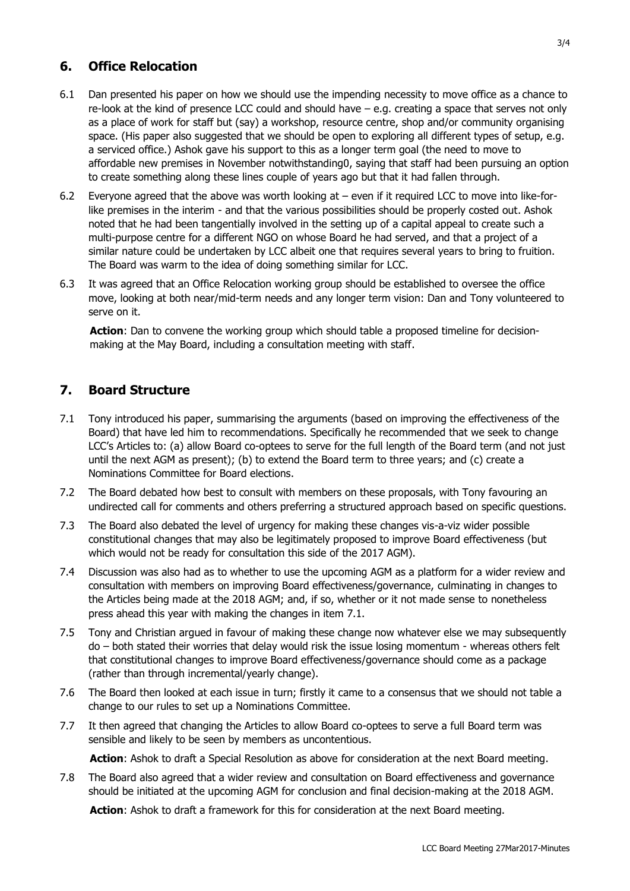## 6. Office Relocation

6.1 Dan presented his paper on how we should use the impending necessity to move office as a chance to re-look at the kind of presence LCC could and should have – e.g. creating a space that serves not only as a place of work for staff but (say) a workshop, resource centre, shop and/or community organising space. (His paper also suggested that we should be open to exploring all different types of setup, e.g. a serviced office.) Ashok gave his support to this as a longer term goal (the need to move to affordable new premises in November notwithstanding0, saying that staff had been pursuing an option to create something along these lines couple of years ago but that it had fallen through.

6.2 Everyone agreed that the above was worth looking at – even if it required LCC to move into like-for-like premises in the interim - and that the various possibilities should be properly costed out. Ashok noted that he had been tangentially involved in the setting up of a capital appeal to create such a multi-purpose centre for a different NGO on whose Board he had served, and that a project of a similar nature could be undertaken by LCC albeit one that requires several years to bring to fruition. The Board was warm to the idea of doing something similar for LCC.

6.3 It was agreed that an Office Relocation working group should be established to oversee the office move, looking at both near/mid-term needs and any longer term vision: Dan and Tony volunteered to serve on it.

**Action**: Dan to convene the working group which should table a proposed timeline for decision-making at the May Board, including a consultation meeting with staff.

## 7. Board Structure

7.1 Tony introduced his paper, summarising the arguments (based on improving the effectiveness of the Board) that have led him to recommendations. Specifically he recommended that we seek to change LCC's Articles to: (a) allow Board co-optees to serve for the full length of the Board term (and not just until the next AGM as present); (b) to extend the Board term to three years; and (c) create a Nominations Committee for Board elections.

7.2 The Board debated how best to consult with members on these proposals, with Tony favouring an undirected call for comments and others preferring a structured approach based on specific questions.

7.3 The Board also debated the level of urgency for making these changes vis-a-viz wider possible constitutional changes that may also be legitimately proposed to improve Board effectiveness (but which would not be ready for consultation this side of the 2017 AGM).

7.4 Discussion was also had as to whether to use the upcoming AGM as a platform for a wider review and consultation with members on improving Board effectiveness/governance, culminating in changes to the Articles being made at the 2018 AGM; and, if so, whether or it not made sense to nonetheless press ahead this year with making the changes in item 7.1.

7.5 Tony and Christian argued in favour of making these change now whatever else we may subsequently do – both stated their worries that delay would risk the issue losing momentum - whereas others felt that constitutional changes to improve Board effectiveness/governance should come as a package (rather than through incremental/yearly change).

7.6 The Board then looked at each issue in turn; firstly it came to a consensus that we should not table a change to our rules to set up a Nominations Committee.

7.7 It then agreed that changing the Articles to allow Board co-optees to serve a full Board term was sensible and likely to be seen by members as uncontentious.

**Action**: Ashok to draft a Special Resolution as above for consideration at the next Board meeting.

7.8 The Board also agreed that a wider review and consultation on Board effectiveness and governance should be initiated at the upcoming AGM for conclusion and final decision-making at the 2018 AGM.

**Action**: Ashok to draft a framework for this for consideration at the next Board meeting.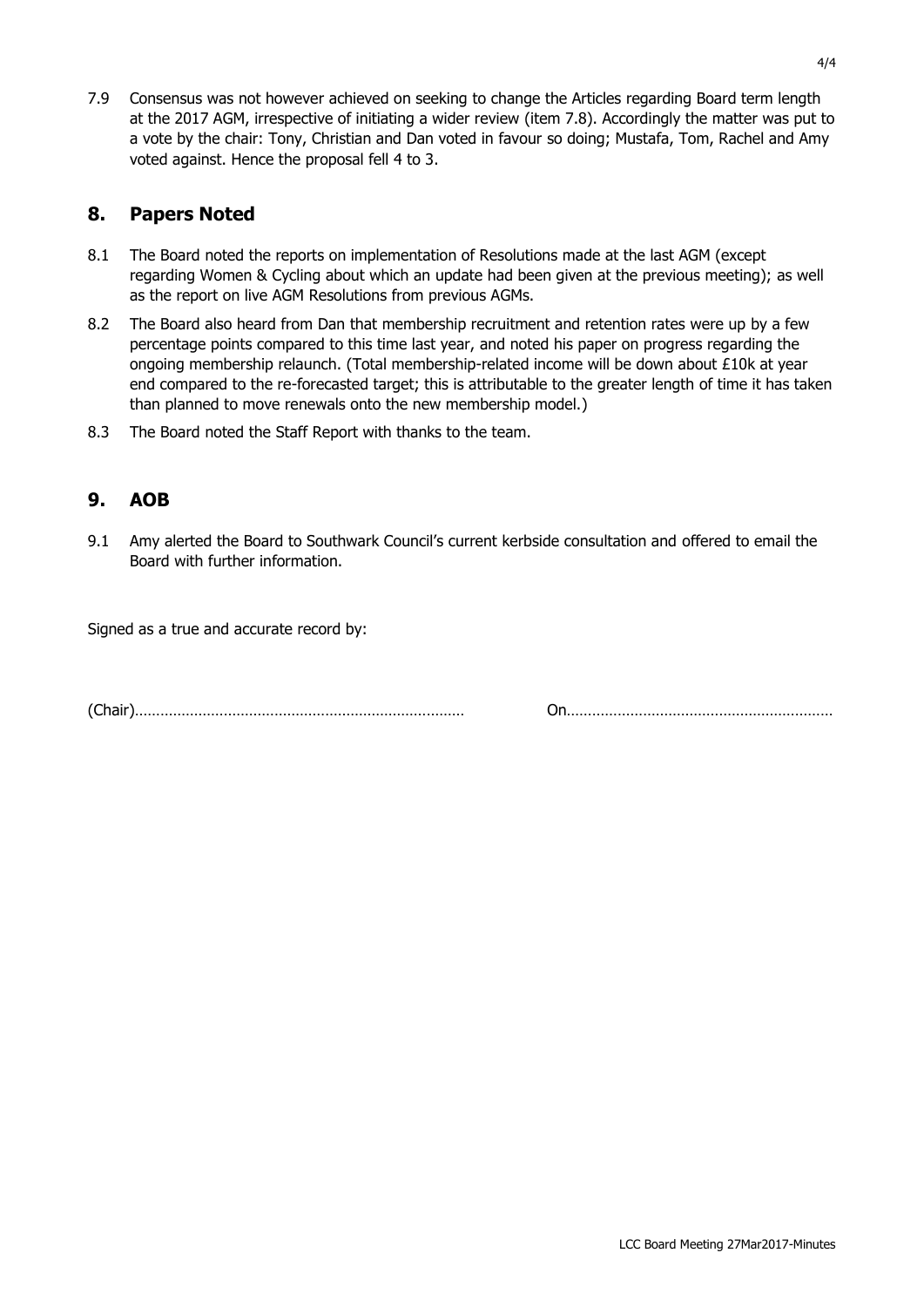7.9 Consensus was not however achieved on seeking to change the Articles regarding Board term length at the 2017 AGM, irrespective of initiating a wider review (item 7.8). Accordingly the matter was put to a vote by the chair: Tony, Christian and Dan voted in favour so doing; Mustafa, Tom, Rachel and Amy voted against. Hence the proposal fell 4 to 3.

## 8. Papers Noted

8.1 The Board noted the reports on implementation of Resolutions made at the last AGM (except regarding Women & Cycling about which an update had been given at the previous meeting); as well as the report on live AGM Resolutions from previous AGMs.

8.2 The Board also heard from Dan that membership recruitment and retention rates were up by a few percentage points compared to this time last year, and noted his paper on progress regarding the ongoing membership relaunch. (Total membership-related income will be down about £10k at year end compared to the re-forecasted target; this is attributable to the greater length of time it has taken than planned to move renewals onto the new membership model.)

8.3 The Board noted the Staff Report with thanks to the team.

## 9. AOB

9.1 Amy alerted the Board to Southwark Council's current kerbside consultation and offered to email the Board with further information.

Signed as a true and accurate record by:

(Chair)…………………………………………………………………… On……………………………………………………